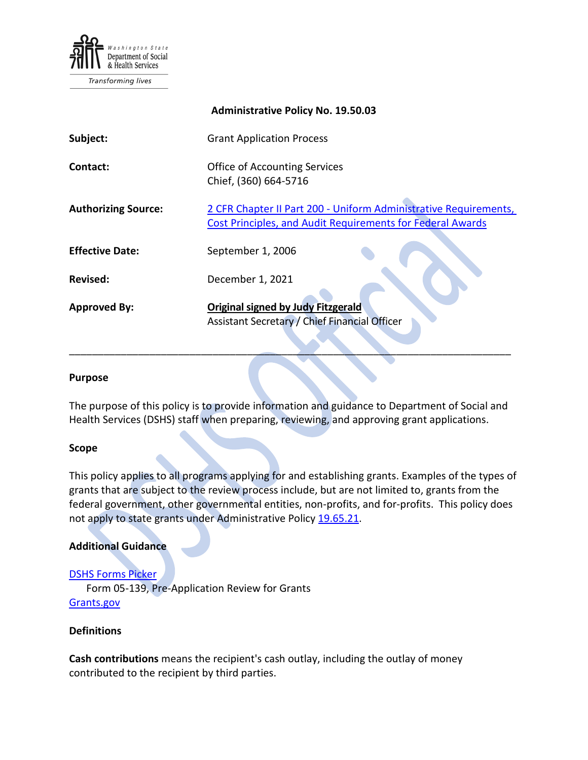Washington State Department of Social & Health Services

Transforming lives

**Administrative Policy No. 19.50.03**

| | |
|---|---|
| **Subject:** | Grant Application Process |
| **Contact:** | Office of Accounting Services<br>Chief, (360) 664-5716 |
| **Authorizing Source:** | [2 CFR Chapter II Part 200 - Uniform Administrative Requirements, Cost Principles, and Audit Requirements for Federal Awards]() |
| **Effective Date:** | September 1, 2006 |
| **Revised:** | December 1, 2021 |
| **Approved By:** | **Original signed by Judy Fitzgerald**<br>Assistant Secretary / Chief Financial Officer |

---

### Purpose

The purpose of this policy is to provide information and guidance to Department of Social and Health Services (DSHS) staff when preparing, reviewing, and approving grant applications.

### Scope

This policy applies to all programs applying for and establishing grants. Examples of the types of grants that are subject to the review process include, but are not limited to, grants from the federal government, other governmental entities, non-profits, and for-profits. This policy does not apply to state grants under Administrative Policy [19.65.21]().

### Additional Guidance

[DSHS Forms Picker]()
Form 05-139, Pre-Application Review for Grants
[Grants.gov]()

### Definitions

**Cash contributions** means the recipient's cash outlay, including the outlay of money contributed to the recipient by third parties.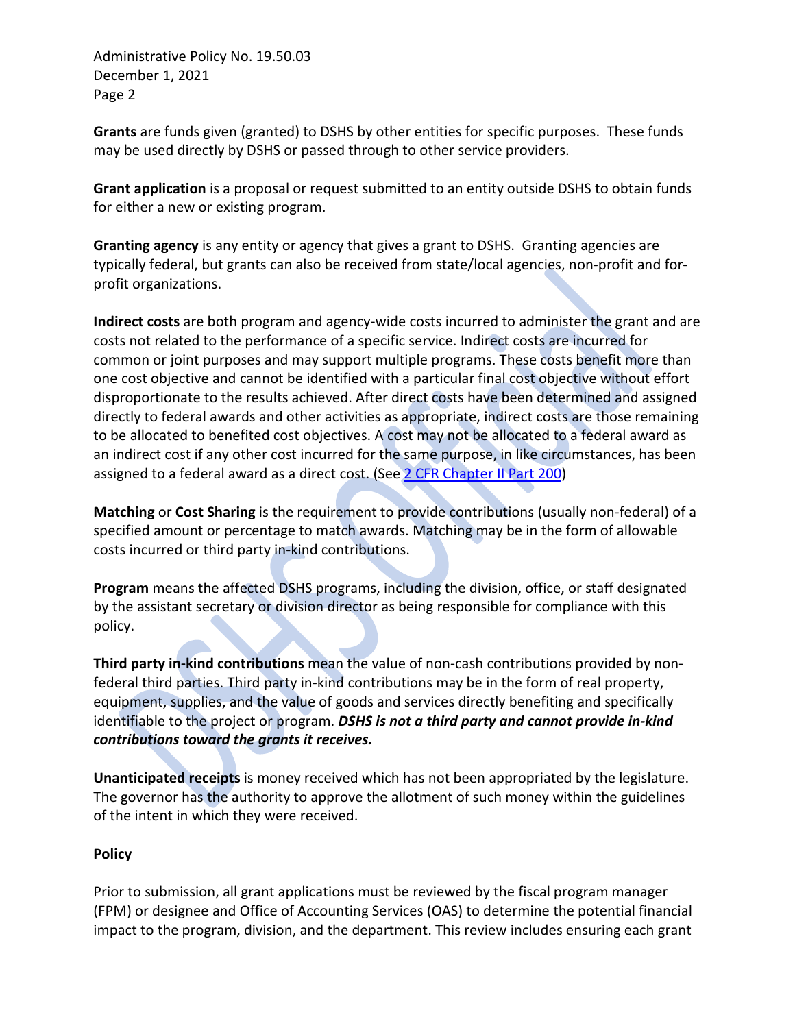**Grants** are funds given (granted) to DSHS by other entities for specific purposes. These funds may be used directly by DSHS or passed through to other service providers.

**Grant application** is a proposal or request submitted to an entity outside DSHS to obtain funds for either a new or existing program.

**Granting agency** is any entity or agency that gives a grant to DSHS. Granting agencies are typically federal, but grants can also be received from state/local agencies, non-profit and for-profit organizations.

**Indirect costs** are both program and agency-wide costs incurred to administer the grant and are costs not related to the performance of a specific service. Indirect costs are incurred for common or joint purposes and may support multiple programs. These costs benefit more than one cost objective and cannot be identified with a particular final cost objective without effort disproportionate to the results achieved. After direct costs have been determined and assigned directly to federal awards and other activities as appropriate, indirect costs are those remaining to be allocated to benefited cost objectives. A cost may not be allocated to a federal award as an indirect cost if any other cost incurred for the same purpose, in like circumstances, has been assigned to a federal award as a direct cost. (See [2 CFR Chapter II Part 200])

**Matching** or **Cost Sharing** is the requirement to provide contributions (usually non-federal) of a specified amount or percentage to match awards. Matching may be in the form of allowable costs incurred or third party in-kind contributions.

**Program** means the affected DSHS programs, including the division, office, or staff designated by the assistant secretary or division director as being responsible for compliance with this policy.

**Third party in-kind contributions** mean the value of non-cash contributions provided by non-federal third parties. Third party in-kind contributions may be in the form of real property, equipment, supplies, and the value of goods and services directly benefiting and specifically identifiable to the project or program. ***DSHS is not a third party and cannot provide in-kind contributions toward the grants it receives.***

**Unanticipated receipts** is money received which has not been appropriated by the legislature. The governor has the authority to approve the allotment of such money within the guidelines of the intent in which they were received.

**Policy**

Prior to submission, all grant applications must be reviewed by the fiscal program manager (FPM) or designee and Office of Accounting Services (OAS) to determine the potential financial impact to the program, division, and the department. This review includes ensuring each grant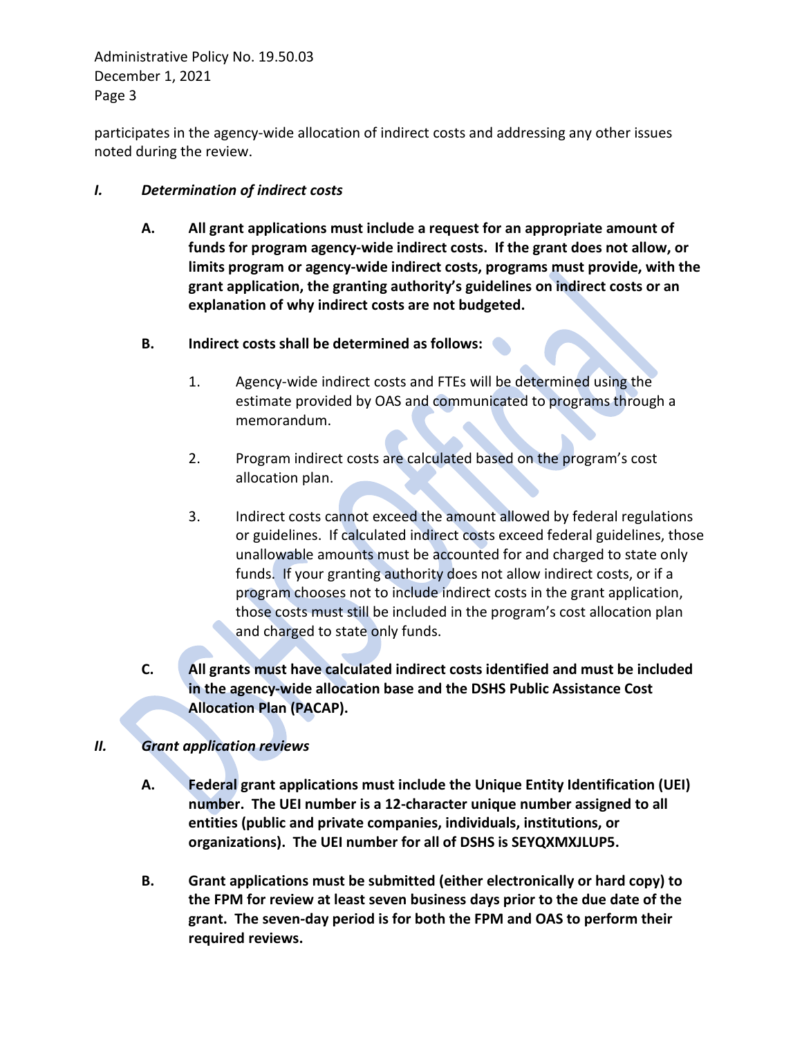participates in the agency-wide allocation of indirect costs and addressing any other issues noted during the review.

## I. *Determination of indirect costs*

**A. All grant applications must include a request for an appropriate amount of funds for program agency-wide indirect costs. If the grant does not allow, or limits program or agency-wide indirect costs, programs must provide, with the grant application, the granting authority's guidelines on indirect costs or an explanation of why indirect costs are not budgeted.**

**B. Indirect costs shall be determined as follows:**

1. Agency-wide indirect costs and FTEs will be determined using the estimate provided by OAS and communicated to programs through a memorandum.

2. Program indirect costs are calculated based on the program's cost allocation plan.

3. Indirect costs cannot exceed the amount allowed by federal regulations or guidelines. If calculated indirect costs exceed federal guidelines, those unallowable amounts must be accounted for and charged to state only funds. If your granting authority does not allow indirect costs, or if a program chooses not to include indirect costs in the grant application, those costs must still be included in the program's cost allocation plan and charged to state only funds.

**C. All grants must have calculated indirect costs identified and must be included in the agency-wide allocation base and the DSHS Public Assistance Cost Allocation Plan (PACAP).**

## II. *Grant application reviews*

**A. Federal grant applications must include the Unique Entity Identification (UEI) number. The UEI number is a 12-character unique number assigned to all entities (public and private companies, individuals, institutions, or organizations). The UEI number for all of DSHS is SEYQXMXJLUP5.**

**B. Grant applications must be submitted (either electronically or hard copy) to the FPM for review at least seven business days prior to the due date of the grant. The seven-day period is for both the FPM and OAS to perform their required reviews.**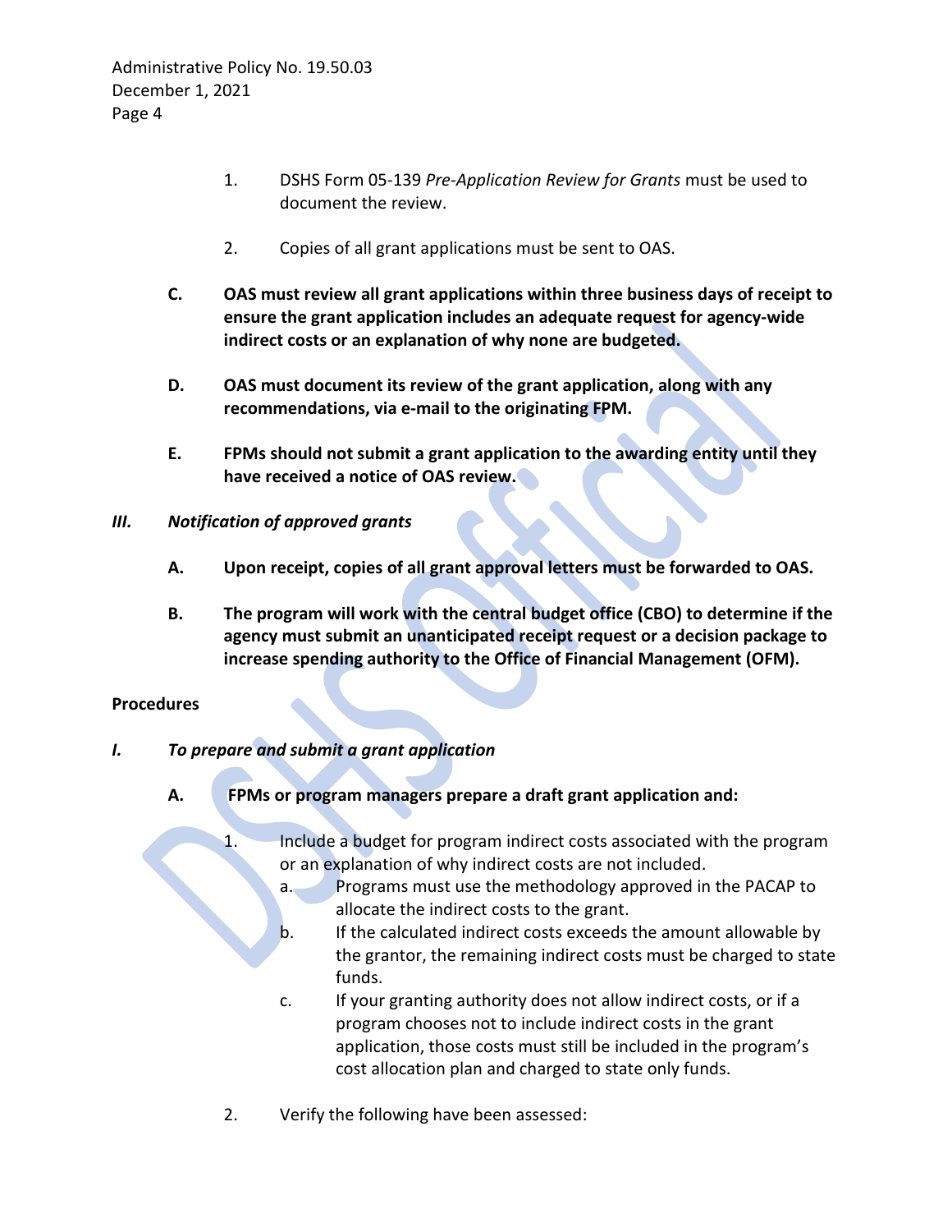1. DSHS Form 05-139 *Pre-Application Review for Grants* must be used to document the review.

2. Copies of all grant applications must be sent to OAS.

**C. OAS must review all grant applications within three business days of receipt to ensure the grant application includes an adequate request for agency-wide indirect costs or an explanation of why none are budgeted.**

**D. OAS must document its review of the grant application, along with any recommendations, via e-mail to the originating FPM.**

**E. FPMs should not submit a grant application to the awarding entity until they have received a notice of OAS review.**

***III. Notification of approved grants***

**A. Upon receipt, copies of all grant approval letters must be forwarded to OAS.**

**B. The program will work with the central budget office (CBO) to determine if the agency must submit an unanticipated receipt request or a decision package to increase spending authority to the Office of Financial Management (OFM).**

**Procedures**

***I. To prepare and submit a grant application***

**A. FPMs or program managers prepare a draft grant application and:**

1. Include a budget for program indirect costs associated with the program or an explanation of why indirect costs are not included.
   a. Programs must use the methodology approved in the PACAP to allocate the indirect costs to the grant.
   b. If the calculated indirect costs exceeds the amount allowable by the grantor, the remaining indirect costs must be charged to state funds.
   c. If your granting authority does not allow indirect costs, or if a program chooses not to include indirect costs in the grant application, those costs must still be included in the program's cost allocation plan and charged to state only funds.

2. Verify the following have been assessed: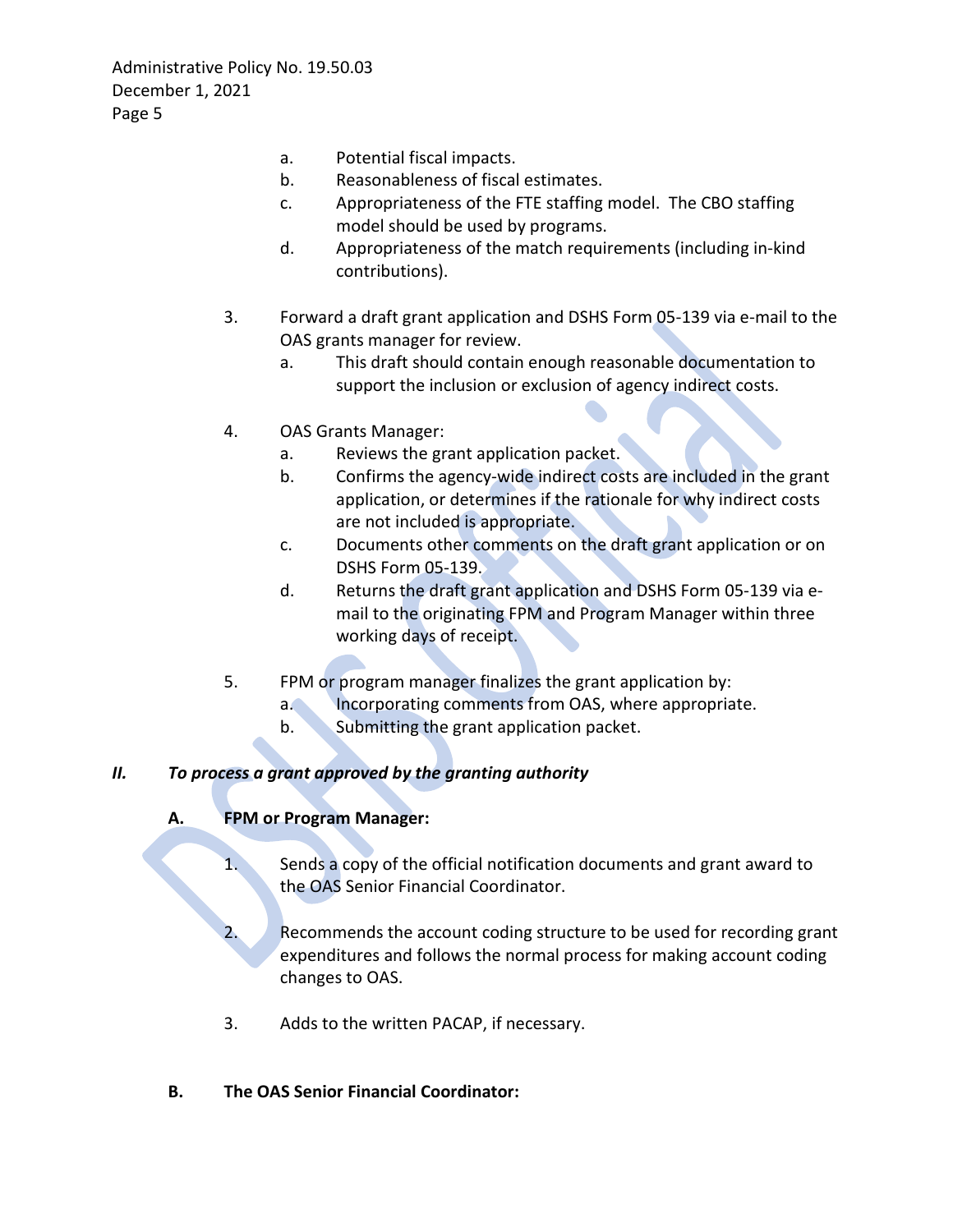a. Potential fiscal impacts.
b. Reasonableness of fiscal estimates.
c. Appropriateness of the FTE staffing model. The CBO staffing model should be used by programs.
d. Appropriateness of the match requirements (including in-kind contributions).

3. Forward a draft grant application and DSHS Form 05-139 via e-mail to the OAS grants manager for review.
   a. This draft should contain enough reasonable documentation to support the inclusion or exclusion of agency indirect costs.

4. OAS Grants Manager:
   a. Reviews the grant application packet.
   b. Confirms the agency-wide indirect costs are included in the grant application, or determines if the rationale for why indirect costs are not included is appropriate.
   c. Documents other comments on the draft grant application or on DSHS Form 05-139.
   d. Returns the draft grant application and DSHS Form 05-139 via e-mail to the originating FPM and Program Manager within three working days of receipt.

5. FPM or program manager finalizes the grant application by:
   a. Incorporating comments from OAS, where appropriate.
   b. Submitting the grant application packet.

## II. *To process a grant approved by the granting authority*

### A. FPM or Program Manager:

1. Sends a copy of the official notification documents and grant award to the OAS Senior Financial Coordinator.

2. Recommends the account coding structure to be used for recording grant expenditures and follows the normal process for making account coding changes to OAS.

3. Adds to the written PACAP, if necessary.

### B. The OAS Senior Financial Coordinator: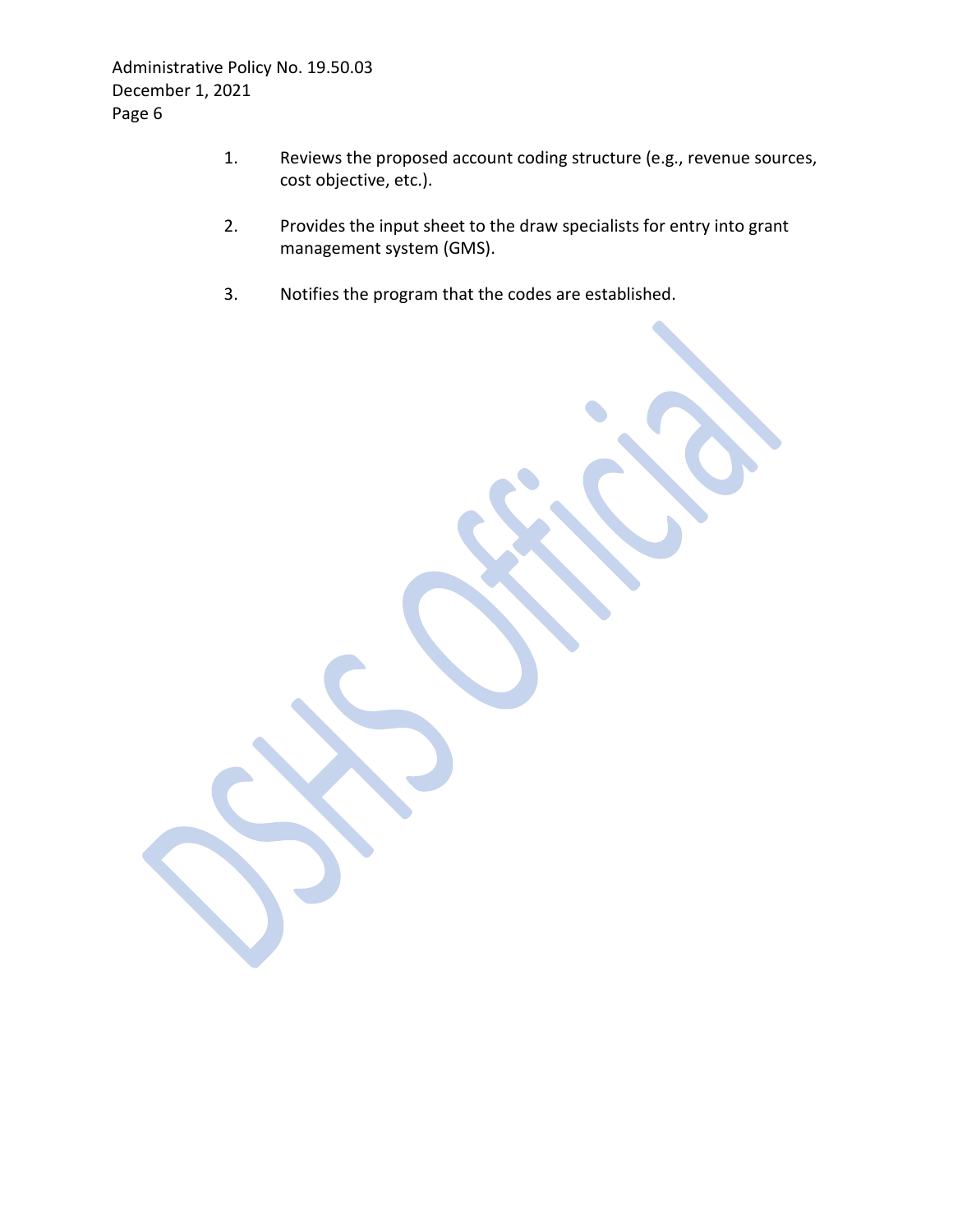1. Reviews the proposed account coding structure (e.g., revenue sources, cost objective, etc.).

2. Provides the input sheet to the draw specialists for entry into grant management system (GMS).

3. Notifies the program that the codes are established.